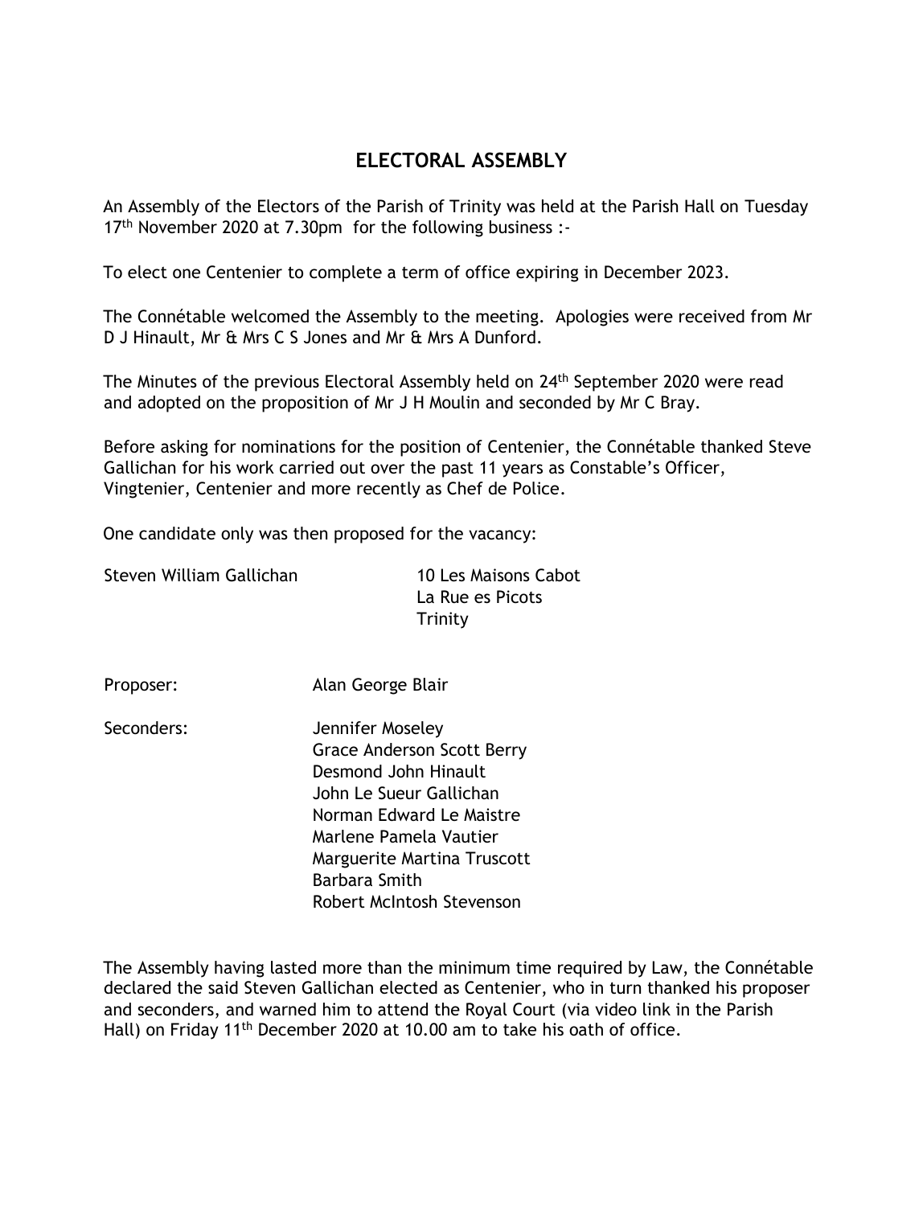# ELECTORAL ASSEMBLY

An Assembly of the Electors of the Parish of Trinity was held at the Parish Hall on Tuesday 17th November 2020 at 7.30pm for the following business :-

To elect one Centenier to complete a term of office expiring in December 2023.

The Connétable welcomed the Assembly to the meeting. Apologies were received from Mr D J Hinault, Mr & Mrs C S Jones and Mr & Mrs A Dunford.

The Minutes of the previous Electoral Assembly held on 24th September 2020 were read and adopted on the proposition of Mr J H Moulin and seconded by Mr C Bray.

Before asking for nominations for the position of Centenier, the Connétable thanked Steve Gallichan for his work carried out over the past 11 years as Constable's Officer, Vingtenier, Centenier and more recently as Chef de Police.

One candidate only was then proposed for the vacancy:

Steven William Gallichan
10 Les Maisons Cabot
La Rue es Picots
Trinity

Proposer: Alan George Blair

Seconders:
- Jennifer Moseley
- Grace Anderson Scott Berry
- Desmond John Hinault
- John Le Sueur Gallichan
- Norman Edward Le Maistre
- Marlene Pamela Vautier
- Marguerite Martina Truscott
- Barbara Smith
- Robert McIntosh Stevenson

The Assembly having lasted more than the minimum time required by Law, the Connétable declared the said Steven Gallichan elected as Centenier, who in turn thanked his proposer and seconders, and warned him to attend the Royal Court (via video link in the Parish Hall) on Friday 11th December 2020 at 10.00 am to take his oath of office.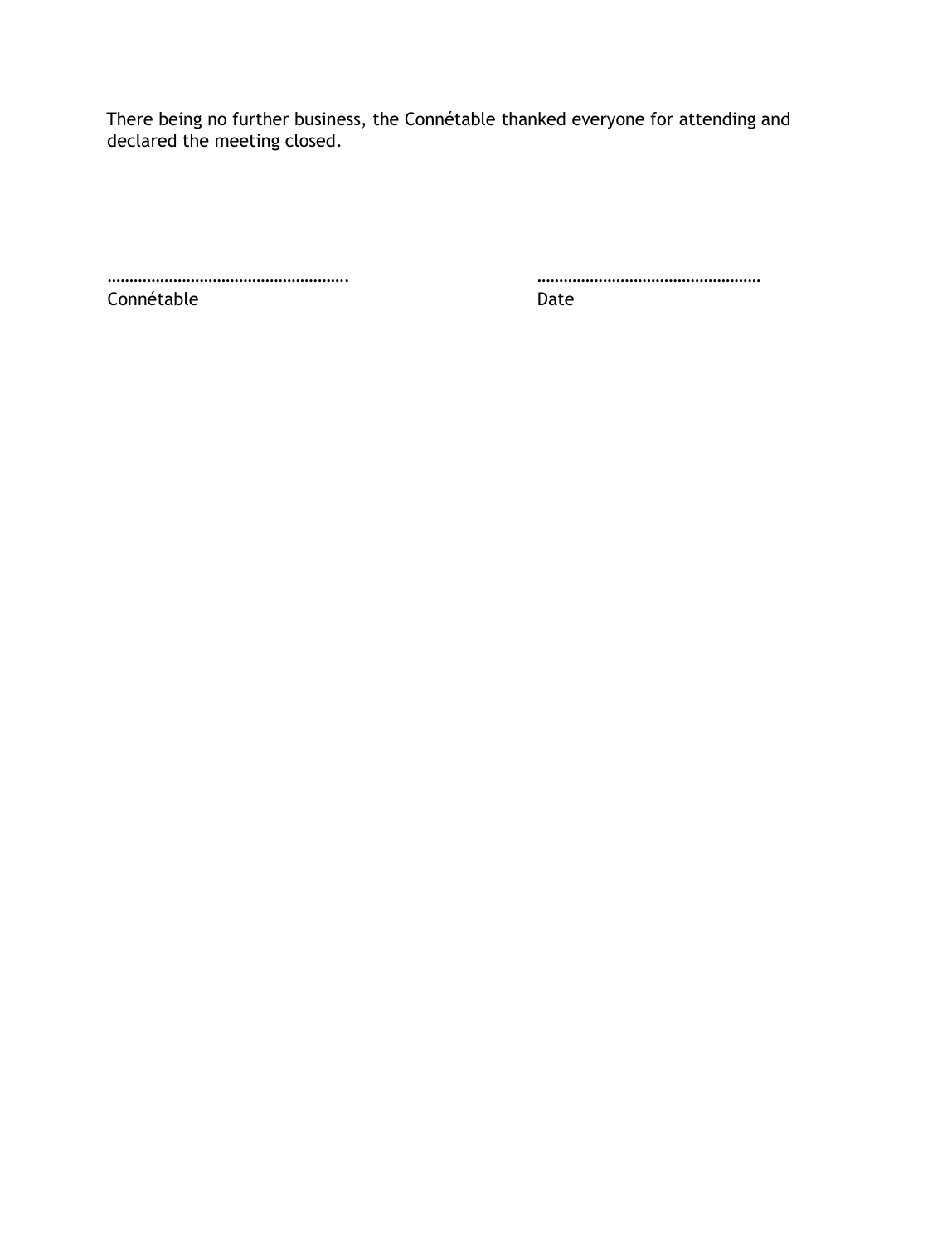There being no further business, the Connétable thanked everyone for attending and declared the meeting closed.

………………………………………………. ……………………………………………

Connétable Date